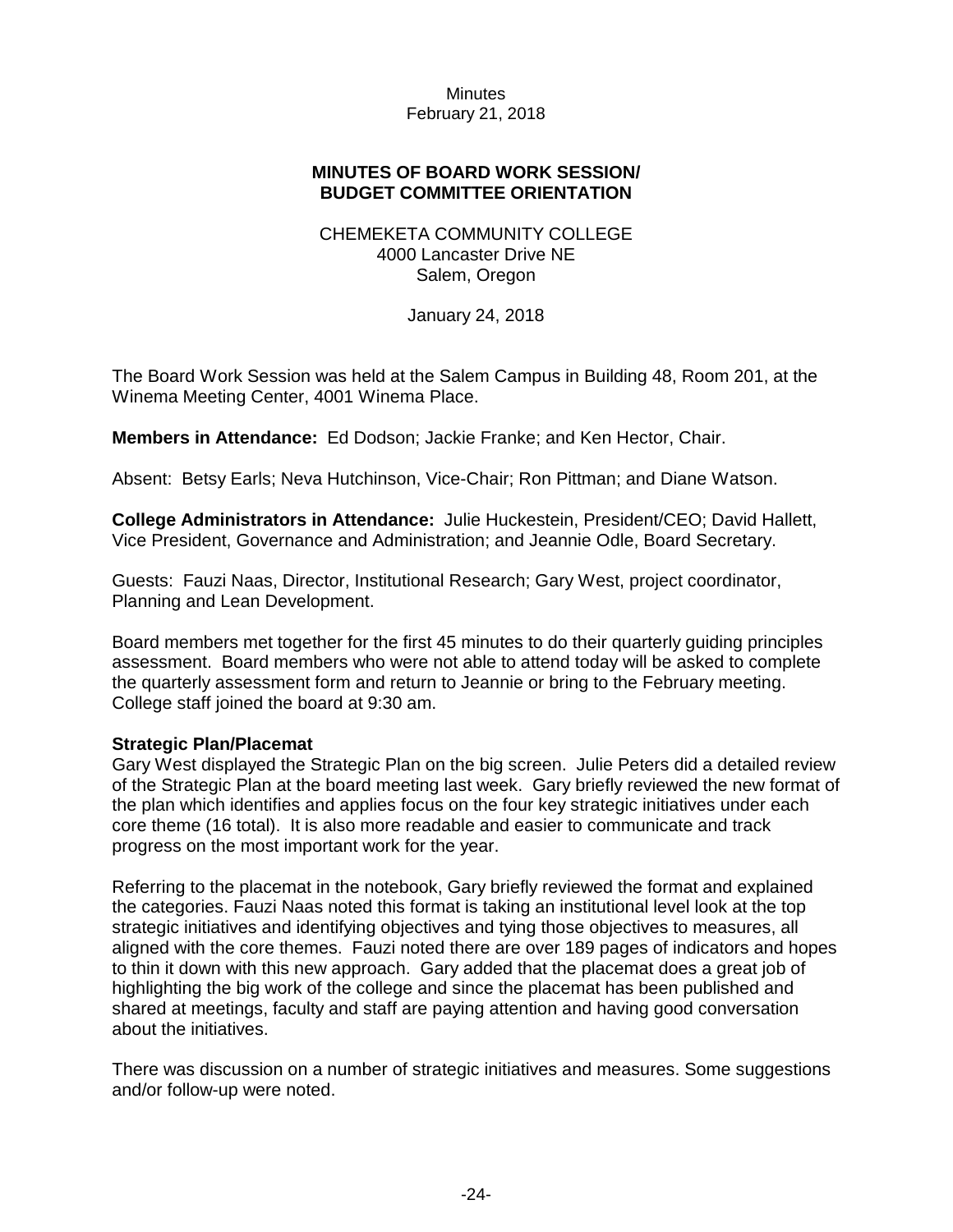Minutes
February 21, 2018

**MINUTES OF BOARD WORK SESSION/ BUDGET COMMITTEE ORIENTATION**

CHEMEKETA COMMUNITY COLLEGE
4000 Lancaster Drive NE
Salem, Oregon

January 24, 2018

The Board Work Session was held at the Salem Campus in Building 48, Room 201, at the Winema Meeting Center, 4001 Winema Place.

**Members in Attendance:** Ed Dodson; Jackie Franke; and Ken Hector, Chair.

Absent: Betsy Earls; Neva Hutchinson, Vice-Chair; Ron Pittman; and Diane Watson.

**College Administrators in Attendance:** Julie Huckestein, President/CEO; David Hallett, Vice President, Governance and Administration; and Jeannie Odle, Board Secretary.

Guests: Fauzi Naas, Director, Institutional Research; Gary West, project coordinator, Planning and Lean Development.

Board members met together for the first 45 minutes to do their quarterly guiding principles assessment. Board members who were not able to attend today will be asked to complete the quarterly assessment form and return to Jeannie or bring to the February meeting. College staff joined the board at 9:30 am.

**Strategic Plan/Placemat**

Gary West displayed the Strategic Plan on the big screen. Julie Peters did a detailed review of the Strategic Plan at the board meeting last week. Gary briefly reviewed the new format of the plan which identifies and applies focus on the four key strategic initiatives under each core theme (16 total). It is also more readable and easier to communicate and track progress on the most important work for the year.

Referring to the placemat in the notebook, Gary briefly reviewed the format and explained the categories. Fauzi Naas noted this format is taking an institutional level look at the top strategic initiatives and identifying objectives and tying those objectives to measures, all aligned with the core themes. Fauzi noted there are over 189 pages of indicators and hopes to thin it down with this new approach. Gary added that the placemat does a great job of highlighting the big work of the college and since the placemat has been published and shared at meetings, faculty and staff are paying attention and having good conversation about the initiatives.

There was discussion on a number of strategic initiatives and measures. Some suggestions and/or follow-up were noted.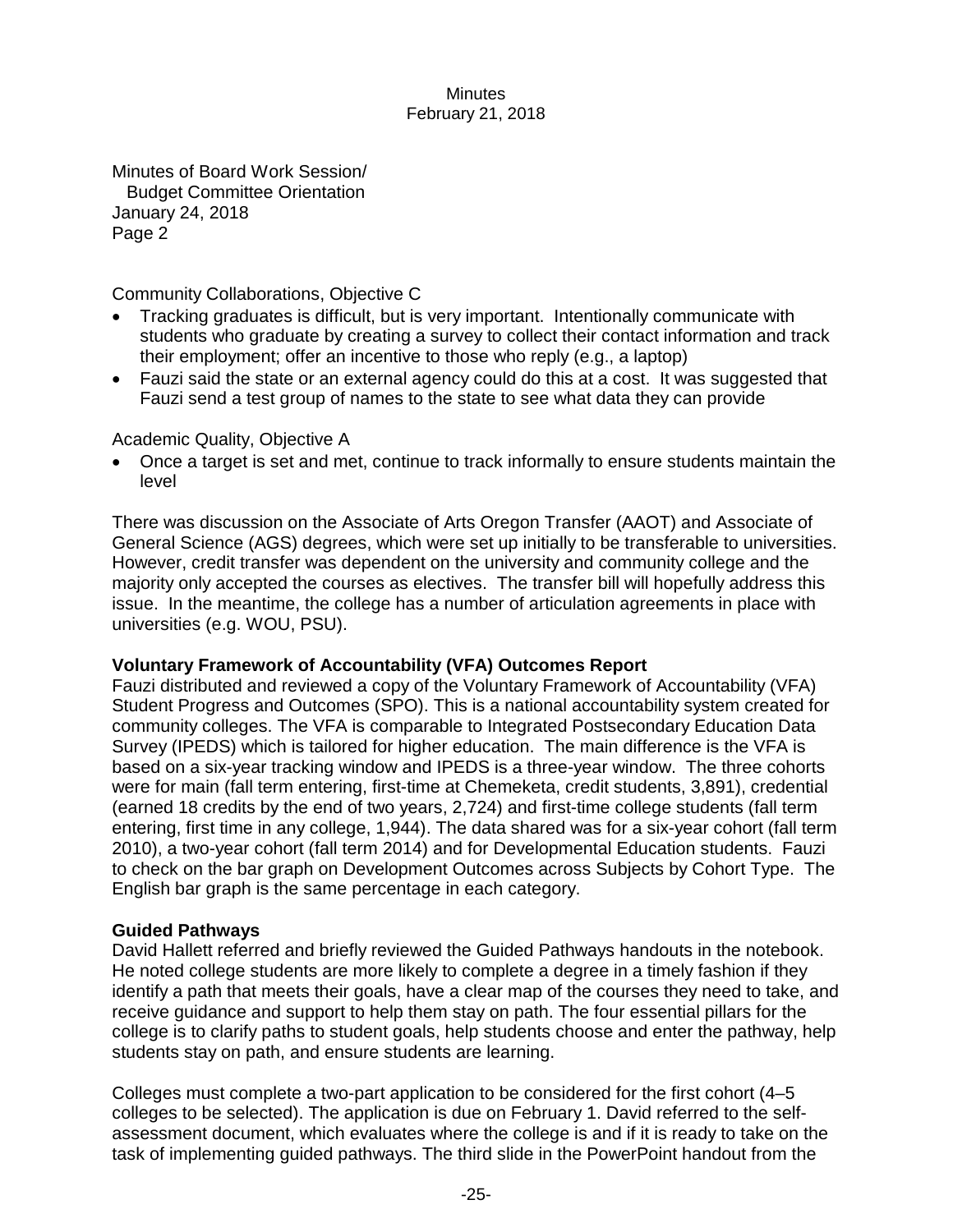Community Collaborations, Objective C

- Tracking graduates is difficult, but is very important. Intentionally communicate with students who graduate by creating a survey to collect their contact information and track their employment; offer an incentive to those who reply (e.g., a laptop)
- Fauzi said the state or an external agency could do this at a cost. It was suggested that Fauzi send a test group of names to the state to see what data they can provide

Academic Quality, Objective A

- Once a target is set and met, continue to track informally to ensure students maintain the level

There was discussion on the Associate of Arts Oregon Transfer (AAOT) and Associate of General Science (AGS) degrees, which were set up initially to be transferable to universities. However, credit transfer was dependent on the university and community college and the majority only accepted the courses as electives. The transfer bill will hopefully address this issue. In the meantime, the college has a number of articulation agreements in place with universities (e.g. WOU, PSU).

**Voluntary Framework of Accountability (VFA) Outcomes Report**

Fauzi distributed and reviewed a copy of the Voluntary Framework of Accountability (VFA) Student Progress and Outcomes (SPO). This is a national accountability system created for community colleges. The VFA is comparable to Integrated Postsecondary Education Data Survey (IPEDS) which is tailored for higher education. The main difference is the VFA is based on a six-year tracking window and IPEDS is a three-year window. The three cohorts were for main (fall term entering, first-time at Chemeketa, credit students, 3,891), credential (earned 18 credits by the end of two years, 2,724) and first-time college students (fall term entering, first time in any college, 1,944). The data shared was for a six-year cohort (fall term 2010), a two-year cohort (fall term 2014) and for Developmental Education students. Fauzi to check on the bar graph on Development Outcomes across Subjects by Cohort Type. The English bar graph is the same percentage in each category.

**Guided Pathways**

David Hallett referred and briefly reviewed the Guided Pathways handouts in the notebook. He noted college students are more likely to complete a degree in a timely fashion if they identify a path that meets their goals, have a clear map of the courses they need to take, and receive guidance and support to help them stay on path. The four essential pillars for the college is to clarify paths to student goals, help students choose and enter the pathway, help students stay on path, and ensure students are learning.

Colleges must complete a two-part application to be considered for the first cohort (4–5 colleges to be selected). The application is due on February 1. David referred to the self-assessment document, which evaluates where the college is and if it is ready to take on the task of implementing guided pathways. The third slide in the PowerPoint handout from the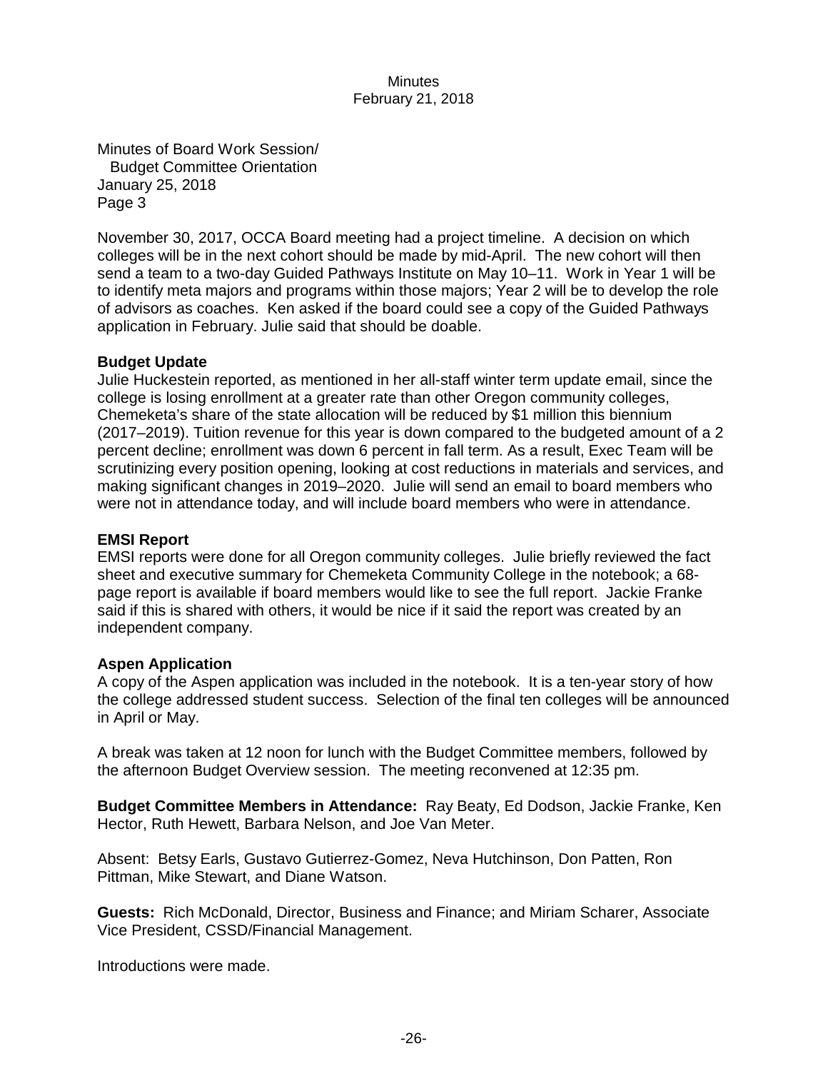November 30, 2017, OCCA Board meeting had a project timeline. A decision on which colleges will be in the next cohort should be made by mid-April. The new cohort will then send a team to a two-day Guided Pathways Institute on May 10–11. Work in Year 1 will be to identify meta majors and programs within those majors; Year 2 will be to develop the role of advisors as coaches. Ken asked if the board could see a copy of the Guided Pathways application in February. Julie said that should be doable.

**Budget Update**

Julie Huckestein reported, as mentioned in her all-staff winter term update email, since the college is losing enrollment at a greater rate than other Oregon community colleges, Chemeketa's share of the state allocation will be reduced by $1 million this biennium (2017–2019). Tuition revenue for this year is down compared to the budgeted amount of a 2 percent decline; enrollment was down 6 percent in fall term. As a result, Exec Team will be scrutinizing every position opening, looking at cost reductions in materials and services, and making significant changes in 2019–2020. Julie will send an email to board members who were not in attendance today, and will include board members who were in attendance.

**EMSI Report**

EMSI reports were done for all Oregon community colleges. Julie briefly reviewed the fact sheet and executive summary for Chemeketa Community College in the notebook; a 68-page report is available if board members would like to see the full report. Jackie Franke said if this is shared with others, it would be nice if it said the report was created by an independent company.

**Aspen Application**

A copy of the Aspen application was included in the notebook. It is a ten-year story of how the college addressed student success. Selection of the final ten colleges will be announced in April or May.

A break was taken at 12 noon for lunch with the Budget Committee members, followed by the afternoon Budget Overview session. The meeting reconvened at 12:35 pm.

**Budget Committee Members in Attendance:** Ray Beaty, Ed Dodson, Jackie Franke, Ken Hector, Ruth Hewett, Barbara Nelson, and Joe Van Meter.

Absent: Betsy Earls, Gustavo Gutierrez-Gomez, Neva Hutchinson, Don Patten, Ron Pittman, Mike Stewart, and Diane Watson.

**Guests:** Rich McDonald, Director, Business and Finance; and Miriam Scharer, Associate Vice President, CSSD/Financial Management.

Introductions were made.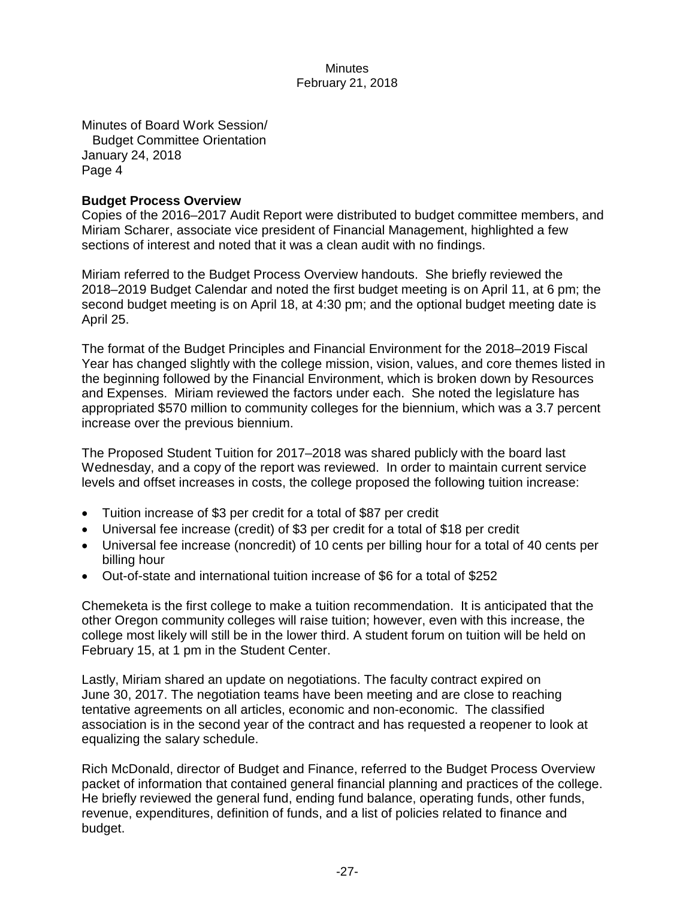Minutes of Board Work Session/
Budget Committee Orientation
January 24, 2018
Page 4

**Budget Process Overview**
Copies of the 2016–2017 Audit Report were distributed to budget committee members, and Miriam Scharer, associate vice president of Financial Management, highlighted a few sections of interest and noted that it was a clean audit with no findings.

Miriam referred to the Budget Process Overview handouts. She briefly reviewed the 2018–2019 Budget Calendar and noted the first budget meeting is on April 11, at 6 pm; the second budget meeting is on April 18, at 4:30 pm; and the optional budget meeting date is April 25.

The format of the Budget Principles and Financial Environment for the 2018–2019 Fiscal Year has changed slightly with the college mission, vision, values, and core themes listed in the beginning followed by the Financial Environment, which is broken down by Resources and Expenses. Miriam reviewed the factors under each. She noted the legislature has appropriated $570 million to community colleges for the biennium, which was a 3.7 percent increase over the previous biennium.

The Proposed Student Tuition for 2017–2018 was shared publicly with the board last Wednesday, and a copy of the report was reviewed. In order to maintain current service levels and offset increases in costs, the college proposed the following tuition increase:

- Tuition increase of $3 per credit for a total of $87 per credit
- Universal fee increase (credit) of $3 per credit for a total of $18 per credit
- Universal fee increase (noncredit) of 10 cents per billing hour for a total of 40 cents per billing hour
- Out-of-state and international tuition increase of $6 for a total of $252

Chemeketa is the first college to make a tuition recommendation. It is anticipated that the other Oregon community colleges will raise tuition; however, even with this increase, the college most likely will still be in the lower third. A student forum on tuition will be held on February 15, at 1 pm in the Student Center.

Lastly, Miriam shared an update on negotiations. The faculty contract expired on June 30, 2017. The negotiation teams have been meeting and are close to reaching tentative agreements on all articles, economic and non-economic. The classified association is in the second year of the contract and has requested a reopener to look at equalizing the salary schedule.

Rich McDonald, director of Budget and Finance, referred to the Budget Process Overview packet of information that contained general financial planning and practices of the college. He briefly reviewed the general fund, ending fund balance, operating funds, other funds, revenue, expenditures, definition of funds, and a list of policies related to finance and budget.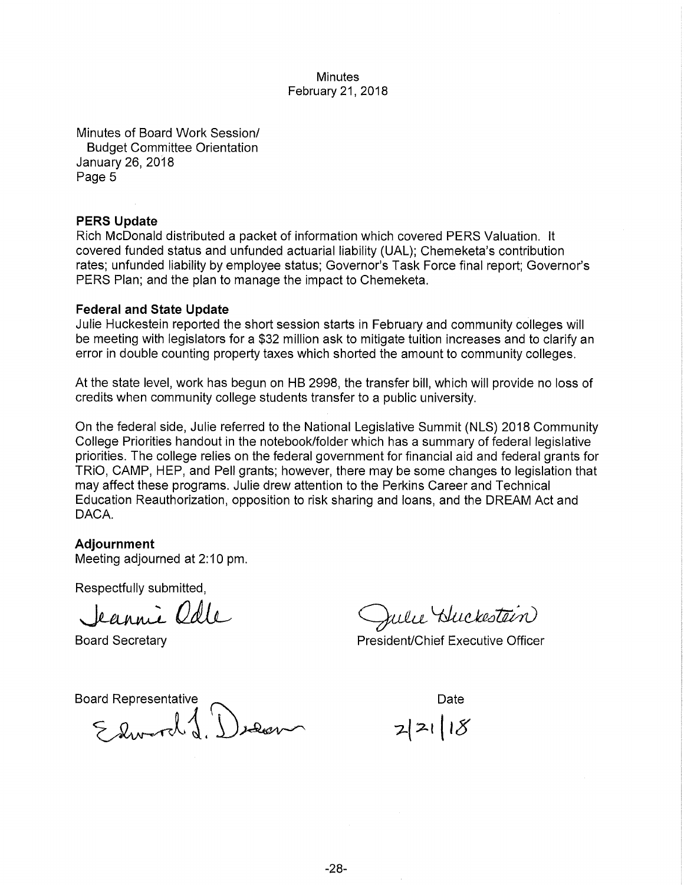Minutes
February 21, 2018

Minutes of Board Work Session/
Budget Committee Orientation
January 26, 2018
Page 5

**PERS Update**
Rich McDonald distributed a packet of information which covered PERS Valuation. It covered funded status and unfunded actuarial liability (UAL); Chemeketa's contribution rates; unfunded liability by employee status; Governor's Task Force final report; Governor's PERS Plan; and the plan to manage the impact to Chemeketa.

**Federal and State Update**
Julie Huckestein reported the short session starts in February and community colleges will be meeting with legislators for a $32 million ask to mitigate tuition increases and to clarify an error in double counting property taxes which shorted the amount to community colleges.

At the state level, work has begun on HB 2998, the transfer bill, which will provide no loss of credits when community college students transfer to a public university.

On the federal side, Julie referred to the National Legislative Summit (NLS) 2018 Community College Priorities handout in the notebook/folder which has a summary of federal legislative priorities. The college relies on the federal government for financial aid and federal grants for TRiO, CAMP, HEP, and Pell grants; however, there may be some changes to legislation that may affect these programs. Julie drew attention to the Perkins Career and Technical Education Reauthorization, opposition to risk sharing and loans, and the DREAM Act and DACA.

**Adjournment**
Meeting adjourned at 2:10 pm.

Respectfully submitted,

Jeannie Odle
Board Secretary

Julie Huckestein
President/Chief Executive Officer

Board Representative
Edward J. Dodson

Date
2/21/18